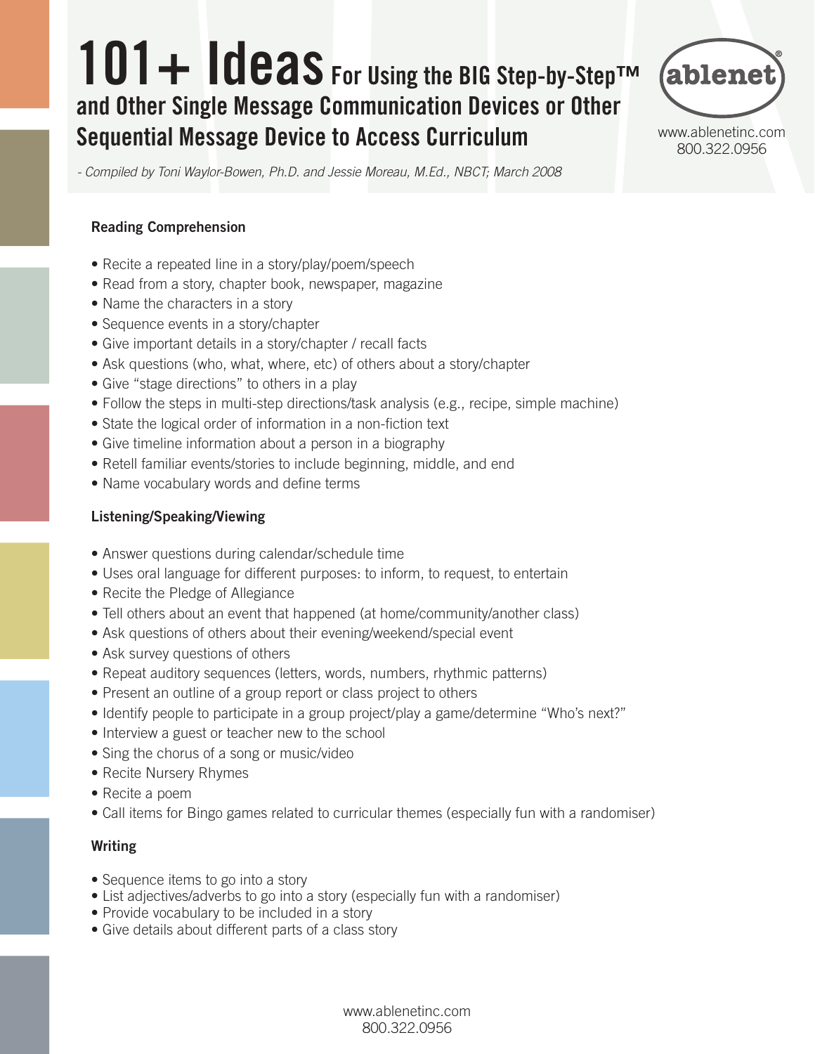# 101+ Ideas For Using the BIG Step-by-Step™ and Other Single Message Communication Devices or Other Sequential Message Device to Access Curriculum

ablenet®

www.ablenetinc.com
800.322.0956

*- Compiled by Toni Waylor-Bowen, Ph.D. and Jessie Moreau, M.Ed., NBCT; March 2008*

### Reading Comprehension

- Recite a repeated line in a story/play/poem/speech
- Read from a story, chapter book, newspaper, magazine
- Name the characters in a story
- Sequence events in a story/chapter
- Give important details in a story/chapter / recall facts
- Ask questions (who, what, where, etc) of others about a story/chapter
- Give "stage directions" to others in a play
- Follow the steps in multi-step directions/task analysis (e.g., recipe, simple machine)
- State the logical order of information in a non-fiction text
- Give timeline information about a person in a biography
- Retell familiar events/stories to include beginning, middle, and end
- Name vocabulary words and define terms

### Listening/Speaking/Viewing

- Answer questions during calendar/schedule time
- Uses oral language for different purposes: to inform, to request, to entertain
- Recite the Pledge of Allegiance
- Tell others about an event that happened (at home/community/another class)
- Ask questions of others about their evening/weekend/special event
- Ask survey questions of others
- Repeat auditory sequences (letters, words, numbers, rhythmic patterns)
- Present an outline of a group report or class project to others
- Identify people to participate in a group project/play a game/determine "Who's next?"
- Interview a guest or teacher new to the school
- Sing the chorus of a song or music/video
- Recite Nursery Rhymes
- Recite a poem
- Call items for Bingo games related to curricular themes (especially fun with a randomiser)

### Writing

- Sequence items to go into a story
- List adjectives/adverbs to go into a story (especially fun with a randomiser)
- Provide vocabulary to be included in a story
- Give details about different parts of a class story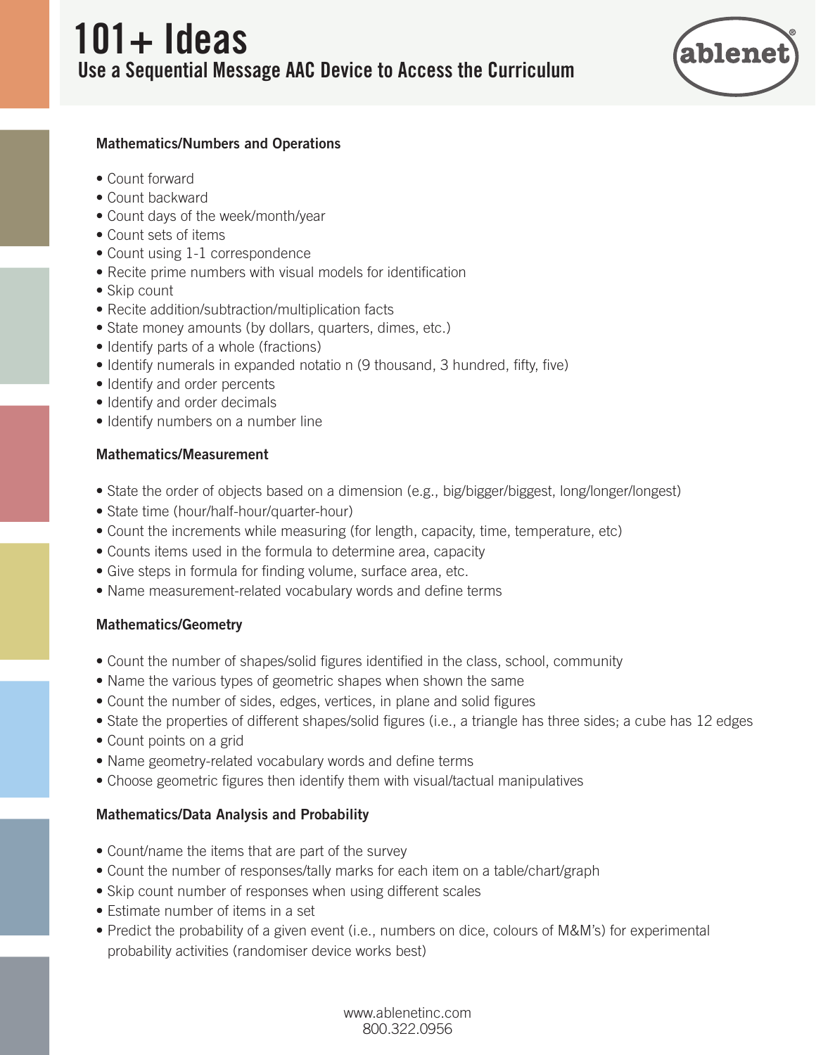# 101+ Ideas

## Use a Sequential Message AAC Device to Access the Curriculum

### Mathematics/Numbers and Operations

- Count forward
- Count backward
- Count days of the week/month/year
- Count sets of items
- Count using 1-1 correspondence
- Recite prime numbers with visual models for identification
- Skip count
- Recite addition/subtraction/multiplication facts
- State money amounts (by dollars, quarters, dimes, etc.)
- Identify parts of a whole (fractions)
- Identify numerals in expanded notatio n (9 thousand, 3 hundred, fifty, five)
- Identify and order percents
- Identify and order decimals
- Identify numbers on a number line

### Mathematics/Measurement

- State the order of objects based on a dimension (e.g., big/bigger/biggest, long/longer/longest)
- State time (hour/half-hour/quarter-hour)
- Count the increments while measuring (for length, capacity, time, temperature, etc)
- Counts items used in the formula to determine area, capacity
- Give steps in formula for finding volume, surface area, etc.
- Name measurement-related vocabulary words and define terms

### Mathematics/Geometry

- Count the number of shapes/solid figures identified in the class, school, community
- Name the various types of geometric shapes when shown the same
- Count the number of sides, edges, vertices, in plane and solid figures
- State the properties of different shapes/solid figures (i.e., a triangle has three sides; a cube has 12 edges
- Count points on a grid
- Name geometry-related vocabulary words and define terms
- Choose geometric figures then identify them with visual/tactual manipulatives

### Mathematics/Data Analysis and Probability

- Count/name the items that are part of the survey
- Count the number of responses/tally marks for each item on a table/chart/graph
- Skip count number of responses when using different scales
- Estimate number of items in a set
- Predict the probability of a given event (i.e., numbers on dice, colours of M&M's) for experimental probability activities (randomiser device works best)

www.ablenetinc.com
800.322.0956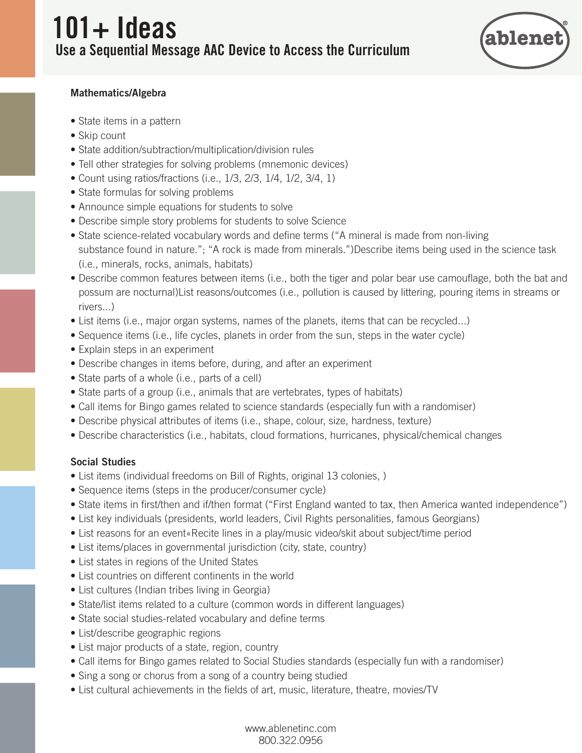# 101+ Ideas

## Use a Sequential Message AAC Device to Access the Curriculum

**Mathematics/Algebra**

- State items in a pattern
- Skip count
- State addition/subtraction/multiplication/division rules
- Tell other strategies for solving problems (mnemonic devices)
- Count using ratios/fractions (i.e., 1/3, 2/3, 1/4, 1/2, 3/4, 1)
- State formulas for solving problems
- Announce simple equations for students to solve
- Describe simple story problems for students to solve Science
- State science-related vocabulary words and define terms ("A mineral is made from non-living substance found in nature."; "A rock is made from minerals.")Describe items being used in the science task (i.e., minerals, rocks, animals, habitats)
- Describe common features between items (i.e., both the tiger and polar bear use camouflage, both the bat and possum are nocturnal)List reasons/outcomes (i.e., pollution is caused by littering, pouring items in streams or rivers...)
- List items (i.e., major organ systems, names of the planets, items that can be recycled...)
- Sequence items (i.e., life cycles, planets in order from the sun, steps in the water cycle)
- Explain steps in an experiment
- Describe changes in items before, during, and after an experiment
- State parts of a whole (i.e., parts of a cell)
- State parts of a group (i.e., animals that are vertebrates, types of habitats)
- Call items for Bingo games related to science standards (especially fun with a randomiser)
- Describe physical attributes of items (i.e., shape, colour, size, hardness, texture)
- Describe characteristics (i.e., habitats, cloud formations, hurricanes, physical/chemical changes

**Social Studies**

- List items (individual freedoms on Bill of Rights, original 13 colonies, )
- Sequence items (steps in the producer/consumer cycle)
- State items in first/then and if/then format ("First England wanted to tax, then America wanted independence")
- List key individuals (presidents, world leaders, Civil Rights personalities, famous Georgians)
- List reasons for an event«Recite lines in a play/music video/skit about subject/time period
- List items/places in governmental jurisdiction (city, state, country)
- List states in regions of the United States
- List countries on different continents in the world
- List cultures (Indian tribes living in Georgia)
- State/list items related to a culture (common words in different languages)
- State social studies-related vocabulary and define terms
- List/describe geographic regions
- List major products of a state, region, country
- Call items for Bingo games related to Social Studies standards (especially fun with a randomiser)
- Sing a song or chorus from a song of a country being studied
- List cultural achievements in the fields of art, music, literature, theatre, movies/TV